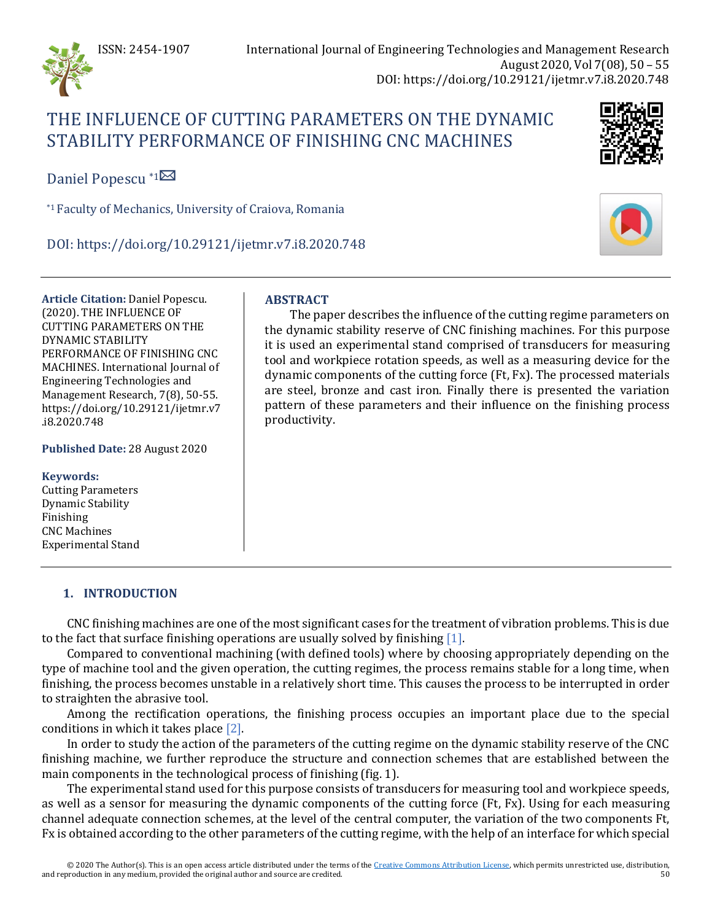# THE INFLUENCE OF CUTTING PARAMETERS ON THE DYNAMIC STABILITY PERFORMANCE OF FINISHING CNC MACHINES

Daniel Popescu [*1]

[*1] Faculty of Mechanics, University of Craiova, Romania

DOI: https://doi.org/10.29121/ijetmr.v7.i8.2020.748

**Article Citation:** Daniel Popescu. (2020). THE INFLUENCE OF CUTTING PARAMETERS ON THE DYNAMIC STABILITY PERFORMANCE OF FINISHING CNC MACHINES. International Journal of Engineering Technologies and Management Research, 7(8), 50-55. https://doi.org/10.29121/ijetmr.v7.i8.2020.748

**Published Date:** 28 August 2020

**Keywords:**
Cutting Parameters
Dynamic Stability
Finishing
CNC Machines
Experimental Stand

## ABSTRACT

The paper describes the influence of the cutting regime parameters on the dynamic stability reserve of CNC finishing machines. For this purpose it is used an experimental stand comprised of transducers for measuring tool and workpiece rotation speeds, as well as a measuring device for the dynamic components of the cutting force (Ft, Fx). The processed materials are steel, bronze and cast iron. Finally there is presented the variation pattern of these parameters and their influence on the finishing process productivity.

## 1. INTRODUCTION

CNC finishing machines are one of the most significant cases for the treatment of vibration problems. This is due to the fact that surface finishing operations are usually solved by finishing [1].

Compared to conventional machining (with defined tools) where by choosing appropriately depending on the type of machine tool and the given operation, the cutting regimes, the process remains stable for a long time, when finishing, the process becomes unstable in a relatively short time. This causes the process to be interrupted in order to straighten the abrasive tool.

Among the rectification operations, the finishing process occupies an important place due to the special conditions in which it takes place [2].

In order to study the action of the parameters of the cutting regime on the dynamic stability reserve of the CNC finishing machine, we further reproduce the structure and connection schemes that are established between the main components in the technological process of finishing (fig. 1).

The experimental stand used for this purpose consists of transducers for measuring tool and workpiece speeds, as well as a sensor for measuring the dynamic components of the cutting force (Ft, Fx). Using for each measuring channel adequate connection schemes, at the level of the central computer, the variation of the two components Ft, Fx is obtained according to the other parameters of the cutting regime, with the help of an interface for which special

© 2020 The Author(s). This is an open access article distributed under the terms of the Creative Commons Attribution License, which permits unrestricted use, distribution, and reproduction in any medium, provided the original author and source are credited.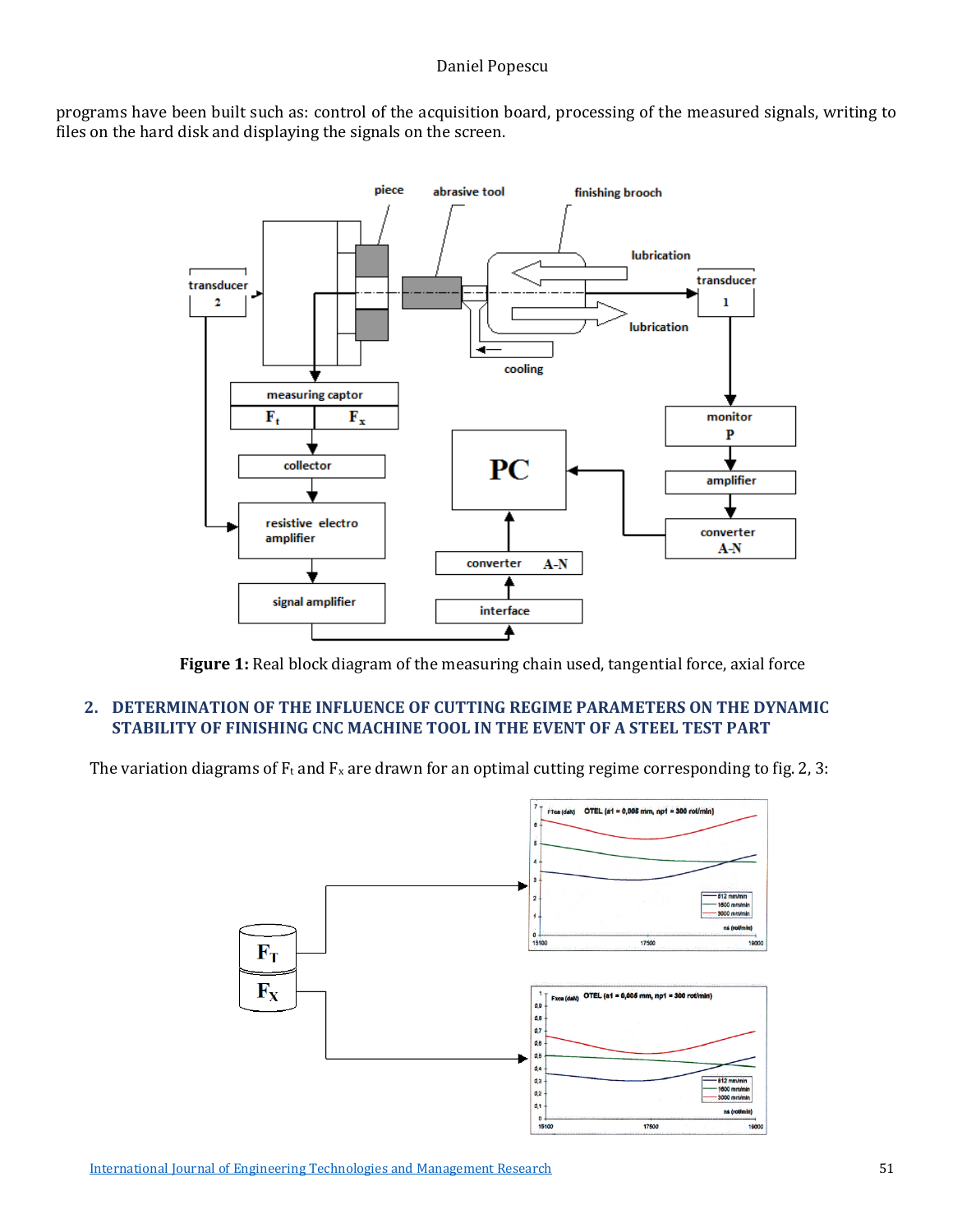programs have been built such as: control of the acquisition board, processing of the measured signals, writing to files on the hard disk and displaying the signals on the screen.

**Figure 1:** Real block diagram of the measuring chain used, tangential force, axial force

## 2. DETERMINATION OF THE INFLUENCE OF CUTTING REGIME PARAMETERS ON THE DYNAMIC STABILITY OF FINISHING CNC MACHINE TOOL IN THE EVENT OF A STEEL TEST PART

The variation diagrams of $F_t$ and $F_x$ are drawn for an optimal cutting regime corresponding to fig. 2, 3: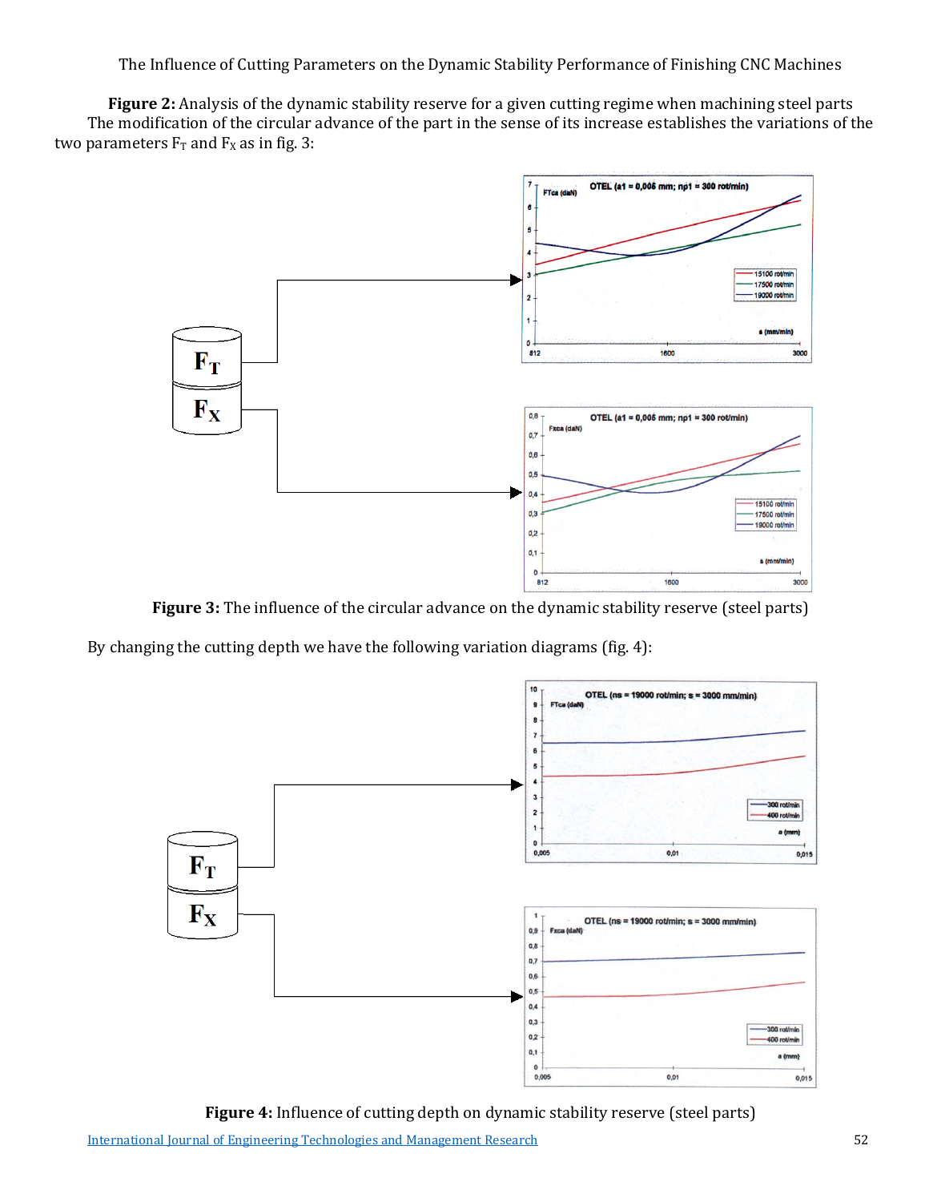**Figure 2:** Analysis of the dynamic stability reserve for a given cutting regime when machining steel parts

The modification of the circular advance of the part in the sense of its increase establishes the variations of the two parameters $F_T$ and $F_X$ as in fig. 3:

**Figure 3:** The influence of the circular advance on the dynamic stability reserve (steel parts)

By changing the cutting depth we have the following variation diagrams (fig. 4):

**Figure 4:** Influence of cutting depth on dynamic stability reserve (steel parts)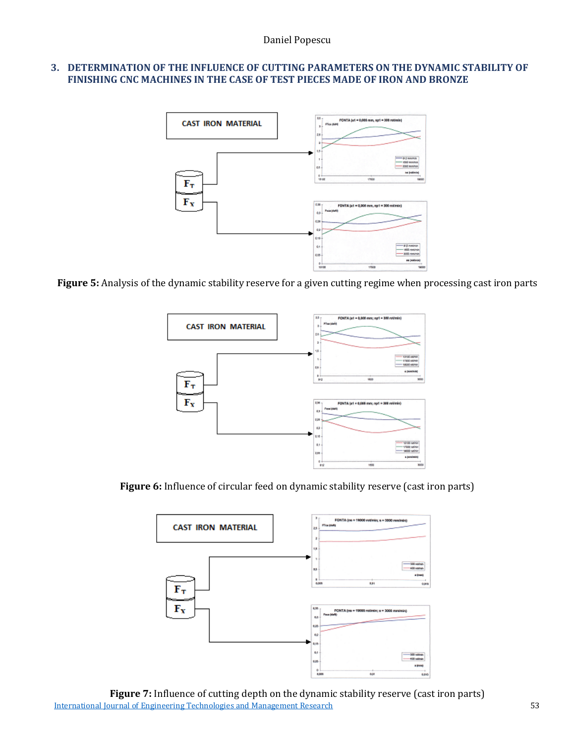## 3. DETERMINATION OF THE INFLUENCE OF CUTTING PARAMETERS ON THE DYNAMIC STABILITY OF FINISHING CNC MACHINES IN THE CASE OF TEST PIECES MADE OF IRON AND BRONZE

**Figure 5:** Analysis of the dynamic stability reserve for a given cutting regime when processing cast iron parts

**Figure 6:** Influence of circular feed on dynamic stability reserve (cast iron parts)

**Figure 7:** Influence of cutting depth on the dynamic stability reserve (cast iron parts)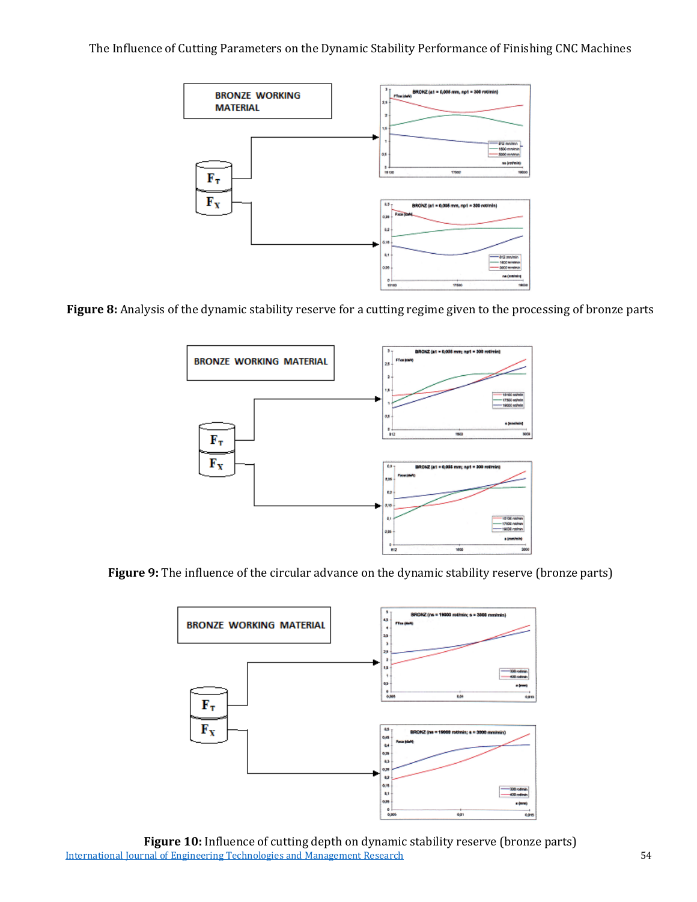**Figure 8:** Analysis of the dynamic stability reserve for a cutting regime given to the processing of bronze parts

**Figure 9:** The influence of the circular advance on the dynamic stability reserve (bronze parts)

**Figure 10:** Influence of cutting depth on dynamic stability reserve (bronze parts)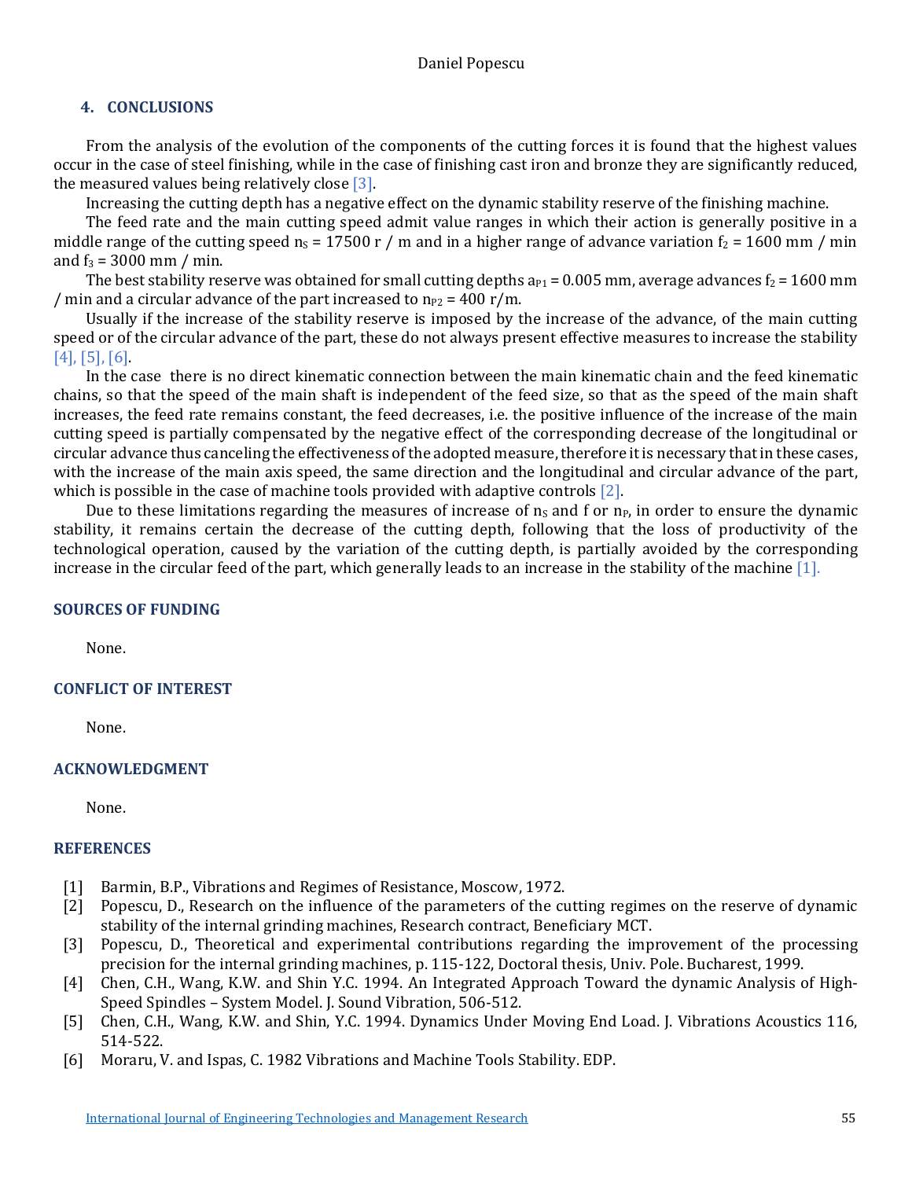## 4. CONCLUSIONS

From the analysis of the evolution of the components of the cutting forces it is found that the highest values occur in the case of steel finishing, while in the case of finishing cast iron and bronze they are significantly reduced, the measured values being relatively close [3].

Increasing the cutting depth has a negative effect on the dynamic stability reserve of the finishing machine.

The feed rate and the main cutting speed admit value ranges in which their action is generally positive in a middle range of the cutting speed $n_S$ = 17500 r / m and in a higher range of advance variation $f_2$ = 1600 mm / min and $f_3$ = 3000 mm / min.

The best stability reserve was obtained for small cutting depths $a_{P1}$ = 0.005 mm, average advances $f_2$ = 1600 mm / min and a circular advance of the part increased to $n_{P2}$ = 400 r/m.

Usually if the increase of the stability reserve is imposed by the increase of the advance, of the main cutting speed or of the circular advance of the part, these do not always present effective measures to increase the stability [4], [5], [6].

In the case there is no direct kinematic connection between the main kinematic chain and the feed kinematic chains, so that the speed of the main shaft is independent of the feed size, so that as the speed of the main shaft increases, the feed rate remains constant, the feed decreases, i.e. the positive influence of the increase of the main cutting speed is partially compensated by the negative effect of the corresponding decrease of the longitudinal or circular advance thus canceling the effectiveness of the adopted measure, therefore it is necessary that in these cases, with the increase of the main axis speed, the same direction and the longitudinal and circular advance of the part, which is possible in the case of machine tools provided with adaptive controls [2].

Due to these limitations regarding the measures of increase of $n_S$ and f or $n_P$, in order to ensure the dynamic stability, it remains certain the decrease of the cutting depth, following that the loss of productivity of the technological operation, caused by the variation of the cutting depth, is partially avoided by the corresponding increase in the circular feed of the part, which generally leads to an increase in the stability of the machine [1].

## SOURCES OF FUNDING

None.

## CONFLICT OF INTEREST

None.

## ACKNOWLEDGMENT

None.

## REFERENCES

[1] Barmin, B.P., Vibrations and Regimes of Resistance, Moscow, 1972.

[2] Popescu, D., Research on the influence of the parameters of the cutting regimes on the reserve of dynamic stability of the internal grinding machines, Research contract, Beneficiary MCT.

[3] Popescu, D., Theoretical and experimental contributions regarding the improvement of the processing precision for the internal grinding machines, p. 115-122, Doctoral thesis, Univ. Pole. Bucharest, 1999.

[4] Chen, C.H., Wang, K.W. and Shin Y.C. 1994. An Integrated Approach Toward the dynamic Analysis of High-Speed Spindles – System Model. J. Sound Vibration, 506-512.

[5] Chen, C.H., Wang, K.W. and Shin, Y.C. 1994. Dynamics Under Moving End Load. J. Vibrations Acoustics 116, 514-522.

[6] Moraru, V. and Ispas, C. 1982 Vibrations and Machine Tools Stability. EDP.